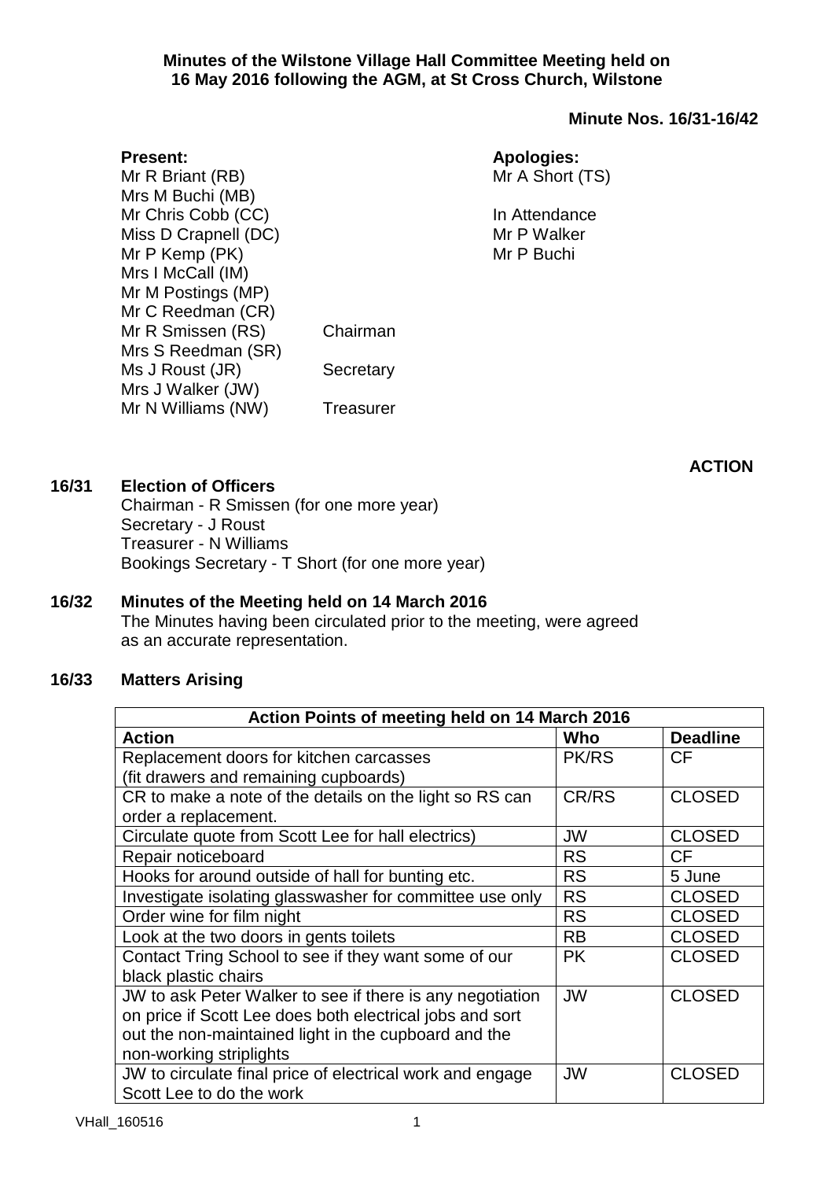**Minutes of the Wilstone Village Hall Committee Meeting held on 16 May 2016 following the AGM, at St Cross Church, Wilstone**

**Minute Nos. 16/31-16/42**

**Present:**
Mr R Briant (RB)
Mrs M Buchi (MB)
Mr Chris Cobb (CC)
Miss D Crapnell (DC)
Mr P Kemp (PK)
Mrs I McCall (IM)
Mr M Postings (MP)
Mr C Reedman (CR)
Mr R Smissen (RS) Chairman
Mrs S Reedman (SR)
Ms J Roust (JR) Secretary
Mrs J Walker (JW)
Mr N Williams (NW) Treasurer

**Apologies:**
Mr A Short (TS)

In Attendance
Mr P Walker
Mr P Buchi

**ACTION**

**16/31 Election of Officers**

Chairman - R Smissen (for one more year)
Secretary - J Roust
Treasurer - N Williams
Bookings Secretary - T Short (for one more year)

**16/32 Minutes of the Meeting held on 14 March 2016**

The Minutes having been circulated prior to the meeting, were agreed as an accurate representation.

**16/33 Matters Arising**

| Action Points of meeting held on 14 March 2016 | | |
|---|---|---|
| **Action** | **Who** | **Deadline** |
| Replacement doors for kitchen carcasses (fit drawers and remaining cupboards) | PK/RS | CF |
| CR to make a note of the details on the light so RS can order a replacement. | CR/RS | CLOSED |
| Circulate quote from Scott Lee for hall electrics) | JW | CLOSED |
| Repair noticeboard | RS | CF |
| Hooks for around outside of hall for bunting etc. | RS | 5 June |
| Investigate isolating glasswasher for committee use only | RS | CLOSED |
| Order wine for film night | RS | CLOSED |
| Look at the two doors in gents toilets | RB | CLOSED |
| Contact Tring School to see if they want some of our black plastic chairs | PK | CLOSED |
| JW to ask Peter Walker to see if there is any negotiation on price if Scott Lee does both electrical jobs and sort out the non-maintained light in the cupboard and the non-working striplights | JW | CLOSED |
| JW to circulate final price of electrical work and engage Scott Lee to do the work | JW | CLOSED |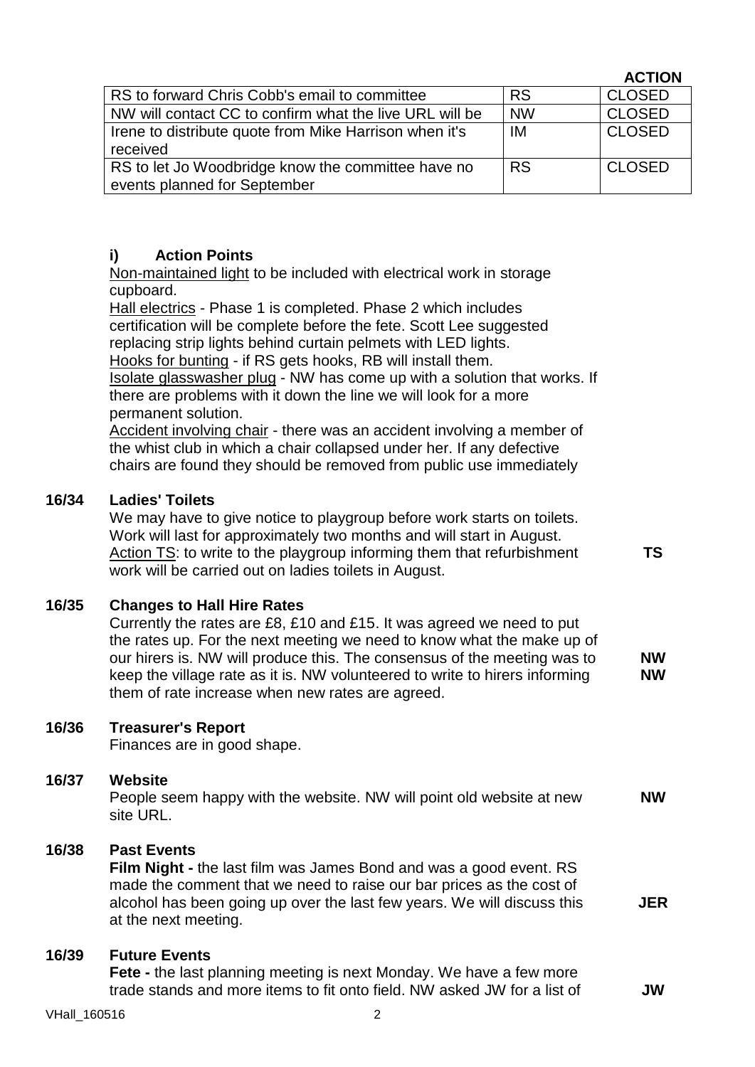| | | ACTION |
|---|---|---|
| RS to forward Chris Cobb's email to committee | RS | CLOSED |
| NW will contact CC to confirm what the live URL will be | NW | CLOSED |
| Irene to distribute quote from Mike Harrison when it's received | IM | CLOSED |
| RS to let Jo Woodbridge know the committee have no events planned for September | RS | CLOSED |

**i) Action Points**

Non-maintained light to be included with electrical work in storage cupboard.

Hall electrics - Phase 1 is completed. Phase 2 which includes certification will be complete before the fete. Scott Lee suggested replacing strip lights behind curtain pelmets with LED lights.

Hooks for bunting - if RS gets hooks, RB will install them.

Isolate glasswasher plug - NW has come up with a solution that works. If there are problems with it down the line we will look for a more permanent solution.

Accident involving chair - there was an accident involving a member of the whist club in which a chair collapsed under her. If any defective chairs are found they should be removed from public use immediately

**16/34 Ladies' Toilets**

We may have to give notice to playgroup before work starts on toilets. Work will last for approximately two months and will start in August.

Action TS: to write to the playgroup informing them that refurbishment work will be carried out on ladies toilets in August. **TS**

**16/35 Changes to Hall Hire Rates**

Currently the rates are £8, £10 and £15. It was agreed we need to put the rates up. For the next meeting we need to know what the make up of our hirers is. NW will produce this. The consensus of the meeting was to keep the village rate as it is. NW volunteered to write to hirers informing them of rate increase when new rates are agreed. **NW** **NW**

**16/36 Treasurer's Report**

Finances are in good shape.

**16/37 Website**

People seem happy with the website. NW will point old website at new site URL. **NW**

**16/38 Past Events**

**Film Night -** the last film was James Bond and was a good event. RS made the comment that we need to raise our bar prices as the cost of alcohol has been going up over the last few years. We will discuss this at the next meeting. **JER**

**16/39 Future Events**

**Fete -** the last planning meeting is next Monday. We have a few more trade stands and more items to fit onto field. NW asked JW for a list of **JW**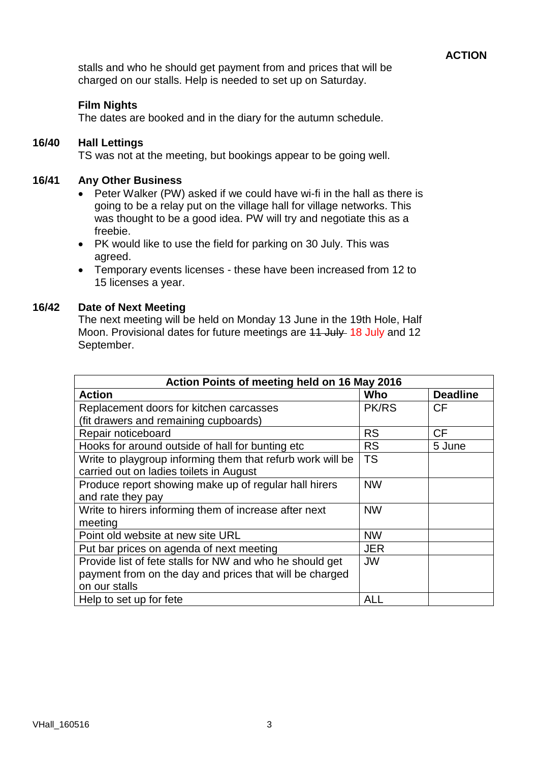**ACTION**

stalls and who he should get payment from and prices that will be charged on our stalls. Help is needed to set up on Saturday.

**Film Nights**
The dates are booked and in the diary for the autumn schedule.

**16/40 Hall Lettings**
TS was not at the meeting, but bookings appear to be going well.

**16/41 Any Other Business**

- Peter Walker (PW) asked if we could have wi-fi in the hall as there is going to be a relay put on the village hall for village networks. This was thought to be a good idea. PW will try and negotiate this as a freebie.
- PK would like to use the field for parking on 30 July. This was agreed.
- Temporary events licenses - these have been increased from 12 to 15 licenses a year.

**16/42 Date of Next Meeting**
The next meeting will be held on Monday 13 June in the 19th Hole, Half Moon. Provisional dates for future meetings are ~~11 July~~ 18 July and 12 September.

| Action Points of meeting held on 16 May 2016 | | |
|---|---|---|
| **Action** | **Who** | **Deadline** |
| Replacement doors for kitchen carcasses (fit drawers and remaining cupboards) | PK/RS | CF |
| Repair noticeboard | RS | CF |
| Hooks for around outside of hall for bunting etc | RS | 5 June |
| Write to playgroup informing them that refurb work will be carried out on ladies toilets in August | TS | |
| Produce report showing make up of regular hall hirers and rate they pay | NW | |
| Write to hirers informing them of increase after next meeting | NW | |
| Point old website at new site URL | NW | |
| Put bar prices on agenda of next meeting | JER | |
| Provide list of fete stalls for NW and who he should get payment from on the day and prices that will be charged on our stalls | JW | |
| Help to set up for fete | ALL | |